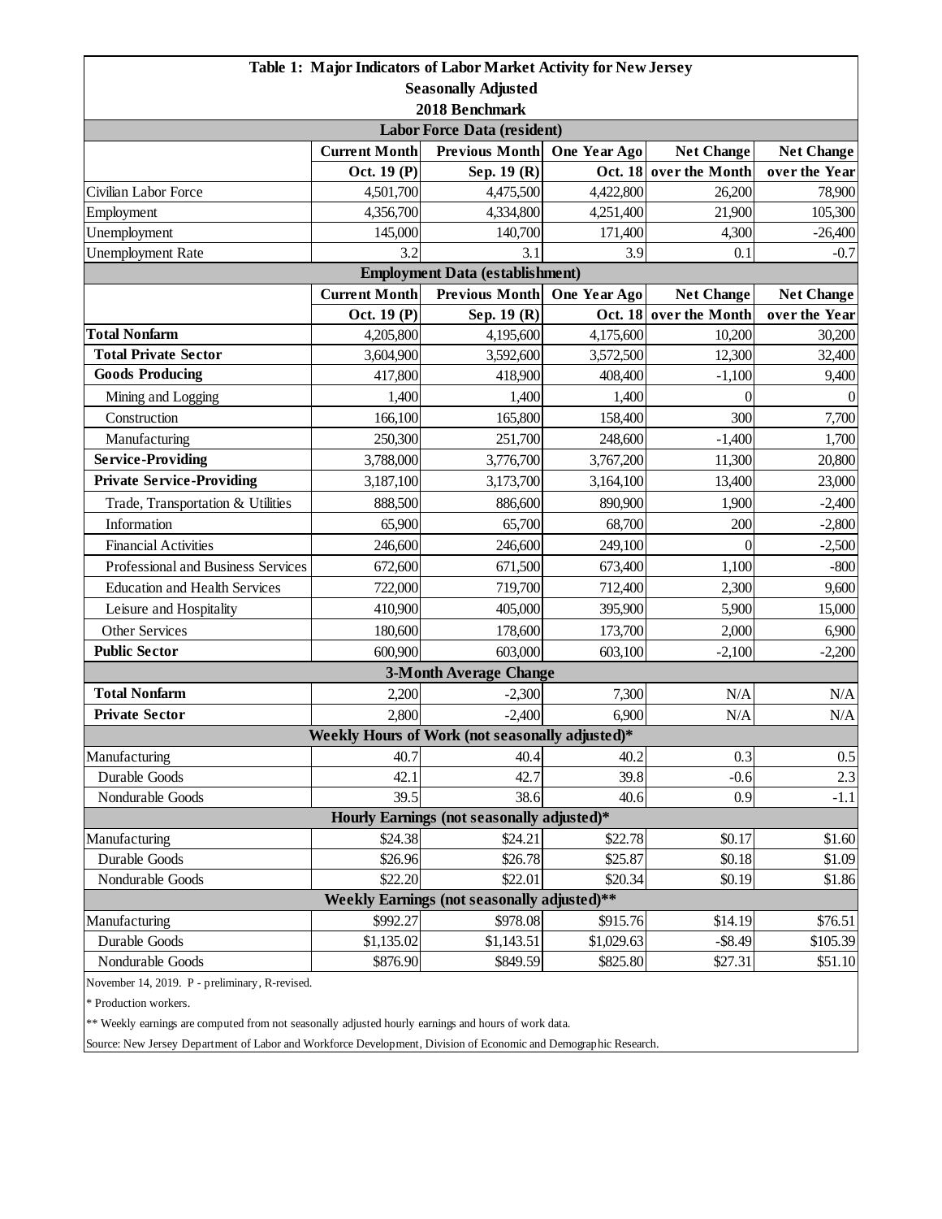# Table 1: Major Indicators of Labor Market Activity for New Jersey

**Seasonally Adjusted**

**2018 Benchmark**

| | Current Month | Previous Month | One Year Ago | Net Change | Net Change |
|---|---|---|---|---|---|
| **Labor Force Data (resident)** | | | | | |
| | **Oct. 19 (P)** | **Sep. 19 (R)** | **Oct. 18** | **over the Month** | **over the Year** |
| Civilian Labor Force | 4,501,700 | 4,475,500 | 4,422,800 | 26,200 | 78,900 |
| Employment | 4,356,700 | 4,334,800 | 4,251,400 | 21,900 | 105,300 |
| Unemployment | 145,000 | 140,700 | 171,400 | 4,300 | -26,400 |
| Unemployment Rate | 3.2 | 3.1 | 3.9 | 0.1 | -0.7 |
| **Employment Data (establishment)** | | | | | |
| | **Current Month** | **Previous Month** | **One Year Ago** | **Net Change** | **Net Change** |
| | **Oct. 19 (P)** | **Sep. 19 (R)** | **Oct. 18** | **over the Month** | **over the Year** |
| **Total Nonfarm** | 4,205,800 | 4,195,600 | 4,175,600 | 10,200 | 30,200 |
| **Total Private Sector** | 3,604,900 | 3,592,600 | 3,572,500 | 12,300 | 32,400 |
| **Goods Producing** | 417,800 | 418,900 | 408,400 | -1,100 | 9,400 |
| Mining and Logging | 1,400 | 1,400 | 1,400 | 0 | 0 |
| Construction | 166,100 | 165,800 | 158,400 | 300 | 7,700 |
| Manufacturing | 250,300 | 251,700 | 248,600 | -1,400 | 1,700 |
| **Service-Providing** | 3,788,000 | 3,776,700 | 3,767,200 | 11,300 | 20,800 |
| **Private Service-Providing** | 3,187,100 | 3,173,700 | 3,164,100 | 13,400 | 23,000 |
| Trade, Transportation & Utilities | 888,500 | 886,600 | 890,900 | 1,900 | -2,400 |
| Information | 65,900 | 65,700 | 68,700 | 200 | -2,800 |
| Financial Activities | 246,600 | 246,600 | 249,100 | 0 | -2,500 |
| Professional and Business Services | 672,600 | 671,500 | 673,400 | 1,100 | -800 |
| Education and Health Services | 722,000 | 719,700 | 712,400 | 2,300 | 9,600 |
| Leisure and Hospitality | 410,900 | 405,000 | 395,900 | 5,900 | 15,000 |
| Other Services | 180,600 | 178,600 | 173,700 | 2,000 | 6,900 |
| **Public Sector** | 600,900 | 603,000 | 603,100 | -2,100 | -2,200 |
| **3-Month Average Change** | | | | | |
| **Total Nonfarm** | 2,200 | -2,300 | 7,300 | N/A | N/A |
| **Private Sector** | 2,800 | -2,400 | 6,900 | N/A | N/A |
| **Weekly Hours of Work (not seasonally adjusted)*** | | | | | |
| Manufacturing | 40.7 | 40.4 | 40.2 | 0.3 | 0.5 |
| Durable Goods | 42.1 | 42.7 | 39.8 | -0.6 | 2.3 |
| Nondurable Goods | 39.5 | 38.6 | 40.6 | 0.9 | -1.1 |
| **Hourly Earnings (not seasonally adjusted)*** | | | | | |
| Manufacturing | $24.38 | $24.21 | $22.78 | $0.17 | $1.60 |
| Durable Goods | $26.96 | $26.78 | $25.87 | $0.18 | $1.09 |
| Nondurable Goods | $22.20 | $22.01 | $20.34 | $0.19 | $1.86 |
| **Weekly Earnings (not seasonally adjusted)**** | | | | | |
| Manufacturing | $992.27 | $978.08 | $915.76 | $14.19 | $76.51 |
| Durable Goods | $1,135.02 | $1,143.51 | $1,029.63 | -$8.49 | $105.39 |
| Nondurable Goods | $876.90 | $849.59 | $825.80 | $27.31 | $51.10 |

November 14, 2019. P - preliminary, R-revised.

* Production workers.

** Weekly earnings are computed from not seasonally adjusted hourly earnings and hours of work data.

Source: New Jersey Department of Labor and Workforce Development, Division of Economic and Demographic Research.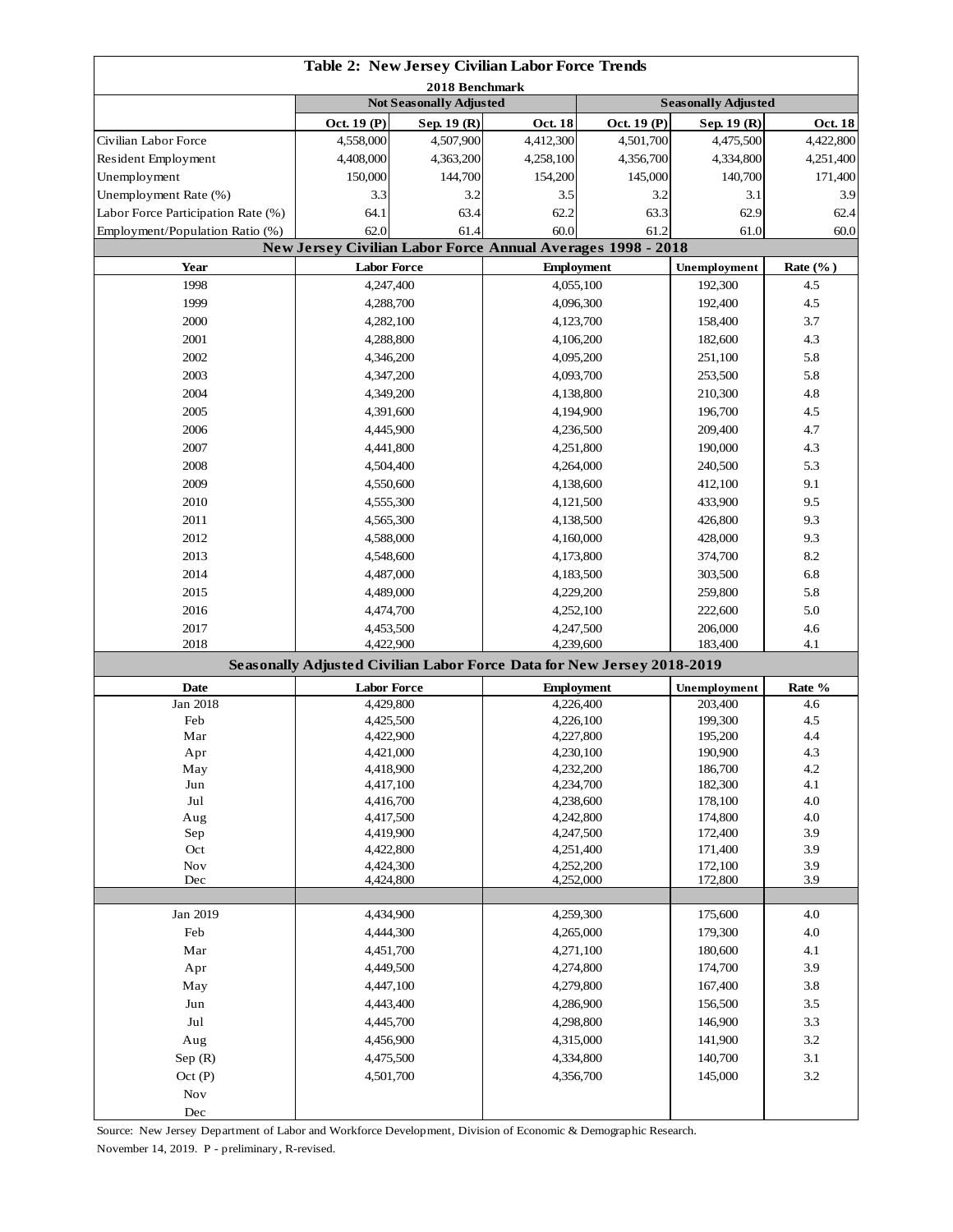# Table 2: New Jersey Civilian Labor Force Trends

2018 Benchmark

| | Not Seasonally Adjusted | | | Seasonally Adjusted | | |
|---|---|---|---|---|---|---|
| | Oct. 19 (P) | Sep. 19 (R) | Oct. 18 | Oct. 19 (P) | Sep. 19 (R) | Oct. 18 |
| Civilian Labor Force | 4,558,000 | 4,507,900 | 4,412,300 | 4,501,700 | 4,475,500 | 4,422,800 |
| Resident Employment | 4,408,000 | 4,363,200 | 4,258,100 | 4,356,700 | 4,334,800 | 4,251,400 |
| Unemployment | 150,000 | 144,700 | 154,200 | 145,000 | 140,700 | 171,400 |
| Unemployment Rate (%) | 3.3 | 3.2 | 3.5 | 3.2 | 3.1 | 3.9 |
| Labor Force Participation Rate (%) | 64.1 | 63.4 | 62.2 | 63.3 | 62.9 | 62.4 |
| Employment/Population Ratio (%) | 62.0 | 61.4 | 60.0 | 61.2 | 61.0 | 60.0 |

## New Jersey Civilian Labor Force Annual Averages 1998 - 2018

| Year | Labor Force | Employment | Unemployment | Rate (%) |
|---|---|---|---|---|
| 1998 | 4,247,400 | 4,055,100 | 192,300 | 4.5 |
| 1999 | 4,288,700 | 4,096,300 | 192,400 | 4.5 |
| 2000 | 4,282,100 | 4,123,700 | 158,400 | 3.7 |
| 2001 | 4,288,800 | 4,106,200 | 182,600 | 4.3 |
| 2002 | 4,346,200 | 4,095,200 | 251,100 | 5.8 |
| 2003 | 4,347,200 | 4,093,700 | 253,500 | 5.8 |
| 2004 | 4,349,200 | 4,138,800 | 210,300 | 4.8 |
| 2005 | 4,391,600 | 4,194,900 | 196,700 | 4.5 |
| 2006 | 4,445,900 | 4,236,500 | 209,400 | 4.7 |
| 2007 | 4,441,800 | 4,251,800 | 190,000 | 4.3 |
| 2008 | 4,504,400 | 4,264,000 | 240,500 | 5.3 |
| 2009 | 4,550,600 | 4,138,600 | 412,100 | 9.1 |
| 2010 | 4,555,300 | 4,121,500 | 433,900 | 9.5 |
| 2011 | 4,565,300 | 4,138,500 | 426,800 | 9.3 |
| 2012 | 4,588,000 | 4,160,000 | 428,000 | 9.3 |
| 2013 | 4,548,600 | 4,173,800 | 374,700 | 8.2 |
| 2014 | 4,487,000 | 4,183,500 | 303,500 | 6.8 |
| 2015 | 4,489,000 | 4,229,200 | 259,800 | 5.8 |
| 2016 | 4,474,700 | 4,252,100 | 222,600 | 5.0 |
| 2017 | 4,453,500 | 4,247,500 | 206,000 | 4.6 |
| 2018 | 4,422,900 | 4,239,600 | 183,400 | 4.1 |

## Seasonally Adjusted Civilian Labor Force Data for New Jersey 2018-2019

| Date | Labor Force | Employment | Unemployment | Rate % |
|---|---|---|---|---|
| Jan 2018 | 4,429,800 | 4,226,400 | 203,400 | 4.6 |
| Feb | 4,425,500 | 4,226,100 | 199,300 | 4.5 |
| Mar | 4,422,900 | 4,227,800 | 195,200 | 4.4 |
| Apr | 4,421,000 | 4,230,100 | 190,900 | 4.3 |
| May | 4,418,900 | 4,232,200 | 186,700 | 4.2 |
| Jun | 4,417,100 | 4,234,700 | 182,300 | 4.1 |
| Jul | 4,416,700 | 4,238,600 | 178,100 | 4.0 |
| Aug | 4,417,500 | 4,242,800 | 174,800 | 4.0 |
| Sep | 4,419,900 | 4,247,500 | 172,400 | 3.9 |
| Oct | 4,422,800 | 4,251,400 | 171,400 | 3.9 |
| Nov | 4,424,300 | 4,252,200 | 172,100 | 3.9 |
| Dec | 4,424,800 | 4,252,000 | 172,800 | 3.9 |
| | | | | |
| Jan 2019 | 4,434,900 | 4,259,300 | 175,600 | 4.0 |
| Feb | 4,444,300 | 4,265,000 | 179,300 | 4.0 |
| Mar | 4,451,700 | 4,271,100 | 180,600 | 4.1 |
| Apr | 4,449,500 | 4,274,800 | 174,700 | 3.9 |
| May | 4,447,100 | 4,279,800 | 167,400 | 3.8 |
| Jun | 4,443,400 | 4,286,900 | 156,500 | 3.5 |
| Jul | 4,445,700 | 4,298,800 | 146,900 | 3.3 |
| Aug | 4,456,900 | 4,315,000 | 141,900 | 3.2 |
| Sep (R) | 4,475,500 | 4,334,800 | 140,700 | 3.1 |
| Oct (P) | 4,501,700 | 4,356,700 | 145,000 | 3.2 |
| Nov | | | | |
| Dec | | | | |

Source: New Jersey Department of Labor and Workforce Development, Division of Economic & Demographic Research.

November 14, 2019. P - preliminary, R-revised.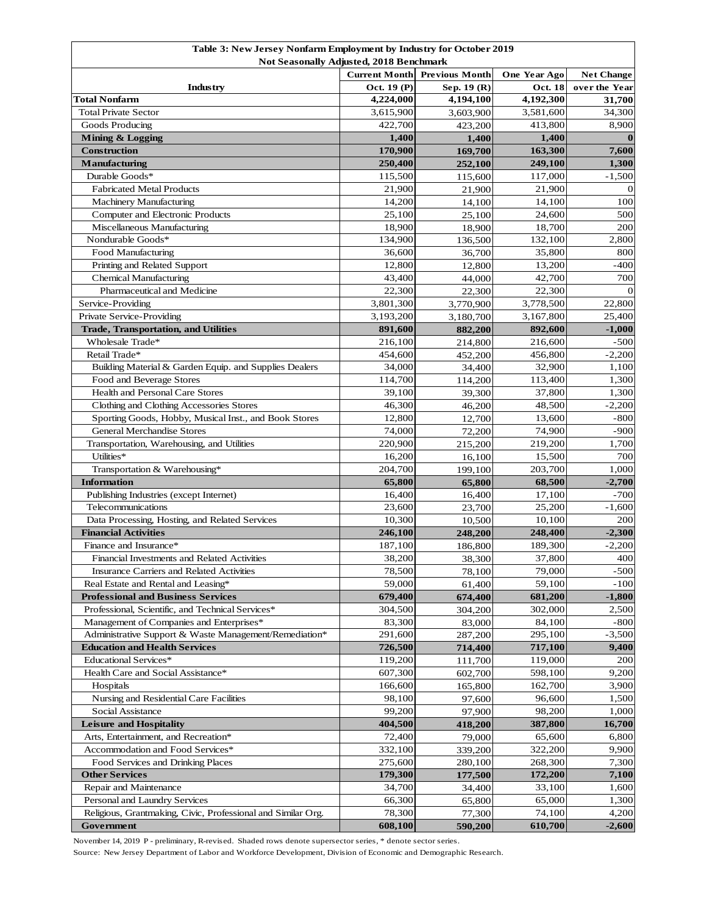**Table 3: New Jersey Nonfarm Employment by Industry for October 2019**
**Not Seasonally Adjusted, 2018 Benchmark**

| Industry | Current Month Oct. 19 (P) | Previous Month Sep. 19 (R) | One Year Ago Oct. 18 | Net Change over the Year |
|---|---|---|---|---|
| **Total Nonfarm** | **4,224,000** | **4,194,100** | **4,192,300** | **31,700** |
| Total Private Sector | 3,615,900 | 3,603,900 | 3,581,600 | 34,300 |
| Goods Producing | 422,700 | 423,200 | 413,800 | 8,900 |
| **Mining & Logging** | **1,400** | **1,400** | **1,400** | **0** |
| **Construction** | **170,900** | **169,700** | **163,300** | **7,600** |
| **Manufacturing** | **250,400** | **252,100** | **249,100** | **1,300** |
| Durable Goods* | 115,500 | 115,600 | 117,000 | -1,500 |
| Fabricated Metal Products | 21,900 | 21,900 | 21,900 | 0 |
| Machinery Manufacturing | 14,200 | 14,100 | 14,100 | 100 |
| Computer and Electronic Products | 25,100 | 25,100 | 24,600 | 500 |
| Miscellaneous Manufacturing | 18,900 | 18,900 | 18,700 | 200 |
| Nondurable Goods* | 134,900 | 136,500 | 132,100 | 2,800 |
| Food Manufacturing | 36,600 | 36,700 | 35,800 | 800 |
| Printing and Related Support | 12,800 | 12,800 | 13,200 | -400 |
| Chemical Manufacturing | 43,400 | 44,000 | 42,700 | 700 |
| Pharmaceutical and Medicine | 22,300 | 22,300 | 22,300 | 0 |
| Service-Providing | 3,801,300 | 3,770,900 | 3,778,500 | 22,800 |
| Private Service-Providing | 3,193,200 | 3,180,700 | 3,167,800 | 25,400 |
| **Trade, Transportation, and Utilities** | **891,600** | **882,200** | **892,600** | **-1,000** |
| Wholesale Trade* | 216,100 | 214,800 | 216,600 | -500 |
| Retail Trade* | 454,600 | 452,200 | 456,800 | -2,200 |
| Building Material & Garden Equip. and Supplies Dealers | 34,000 | 34,400 | 32,900 | 1,100 |
| Food and Beverage Stores | 114,700 | 114,200 | 113,400 | 1,300 |
| Health and Personal Care Stores | 39,100 | 39,300 | 37,800 | 1,300 |
| Clothing and Clothing Accessories Stores | 46,300 | 46,200 | 48,500 | -2,200 |
| Sporting Goods, Hobby, Musical Inst., and Book Stores | 12,800 | 12,700 | 13,600 | -800 |
| General Merchandise Stores | 74,000 | 72,200 | 74,900 | -900 |
| Transportation, Warehousing, and Utilities | 220,900 | 215,200 | 219,200 | 1,700 |
| Utilities* | 16,200 | 16,100 | 15,500 | 700 |
| Transportation & Warehousing* | 204,700 | 199,100 | 203,700 | 1,000 |
| **Information** | **65,800** | **65,800** | **68,500** | **-2,700** |
| Publishing Industries (except Internet) | 16,400 | 16,400 | 17,100 | -700 |
| Telecommunications | 23,600 | 23,700 | 25,200 | -1,600 |
| Data Processing, Hosting, and Related Services | 10,300 | 10,500 | 10,100 | 200 |
| **Financial Activities** | **246,100** | **248,200** | **248,400** | **-2,300** |
| Finance and Insurance* | 187,100 | 186,800 | 189,300 | -2,200 |
| Financial Investments and Related Activities | 38,200 | 38,300 | 37,800 | 400 |
| Insurance Carriers and Related Activities | 78,500 | 78,100 | 79,000 | -500 |
| Real Estate and Rental and Leasing* | 59,000 | 61,400 | 59,100 | -100 |
| **Professional and Business Services** | **679,400** | **674,400** | **681,200** | **-1,800** |
| Professional, Scientific, and Technical Services* | 304,500 | 304,200 | 302,000 | 2,500 |
| Management of Companies and Enterprises* | 83,300 | 83,000 | 84,100 | -800 |
| Administrative Support & Waste Management/Remediation* | 291,600 | 287,200 | 295,100 | -3,500 |
| **Education and Health Services** | **726,500** | **714,400** | **717,100** | **9,400** |
| Educational Services* | 119,200 | 111,700 | 119,000 | 200 |
| Health Care and Social Assistance* | 607,300 | 602,700 | 598,100 | 9,200 |
| Hospitals | 166,600 | 165,800 | 162,700 | 3,900 |
| Nursing and Residential Care Facilities | 98,100 | 97,600 | 96,600 | 1,500 |
| Social Assistance | 99,200 | 97,900 | 98,200 | 1,000 |
| **Leisure and Hospitality** | **404,500** | **418,200** | **387,800** | **16,700** |
| Arts, Entertainment, and Recreation* | 72,400 | 79,000 | 65,600 | 6,800 |
| Accommodation and Food Services* | 332,100 | 339,200 | 322,200 | 9,900 |
| Food Services and Drinking Places | 275,600 | 280,100 | 268,300 | 7,300 |
| **Other Services** | **179,300** | **177,500** | **172,200** | **7,100** |
| Repair and Maintenance | 34,700 | 34,400 | 33,100 | 1,600 |
| Personal and Laundry Services | 66,300 | 65,800 | 65,000 | 1,300 |
| Religious, Grantmaking, Civic, Professional and Similar Org. | 78,300 | 77,300 | 74,100 | 4,200 |
| **Government** | **608,100** | **590,200** | **610,700** | **-2,600** |

November 14, 2019 P - preliminary, R-revised. Shaded rows denote supersector series, * denote sector series.

Source: New Jersey Department of Labor and Workforce Development, Division of Economic and Demographic Research.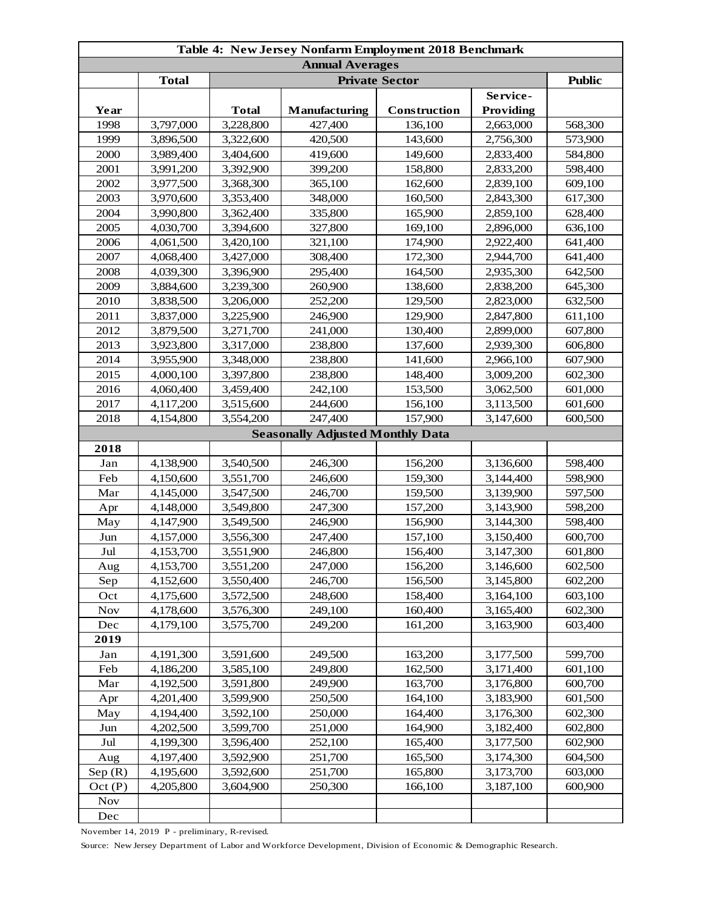| Table 4: New Jersey Nonfarm Employment 2018 Benchmark | | | | | | |
|---|---|---|---|---|---|---|
| **Annual Averages** | | | | | | |
| | **Total** | **Private Sector** | | | | **Public** |
| **Year** | | **Total** | **Manufacturing** | **Construction** | **Service-Providing** | |
| 1998 | 3,797,000 | 3,228,800 | 427,400 | 136,100 | 2,663,000 | 568,300 |
| 1999 | 3,896,500 | 3,322,600 | 420,500 | 143,600 | 2,756,300 | 573,900 |
| 2000 | 3,989,400 | 3,404,600 | 419,600 | 149,600 | 2,833,400 | 584,800 |
| 2001 | 3,991,200 | 3,392,900 | 399,200 | 158,800 | 2,833,200 | 598,400 |
| 2002 | 3,977,500 | 3,368,300 | 365,100 | 162,600 | 2,839,100 | 609,100 |
| 2003 | 3,970,600 | 3,353,400 | 348,000 | 160,500 | 2,843,300 | 617,300 |
| 2004 | 3,990,800 | 3,362,400 | 335,800 | 165,900 | 2,859,100 | 628,400 |
| 2005 | 4,030,700 | 3,394,600 | 327,800 | 169,100 | 2,896,000 | 636,100 |
| 2006 | 4,061,500 | 3,420,100 | 321,100 | 174,900 | 2,922,400 | 641,400 |
| 2007 | 4,068,400 | 3,427,000 | 308,400 | 172,300 | 2,944,700 | 641,400 |
| 2008 | 4,039,300 | 3,396,900 | 295,400 | 164,500 | 2,935,300 | 642,500 |
| 2009 | 3,884,600 | 3,239,300 | 260,900 | 138,600 | 2,838,200 | 645,300 |
| 2010 | 3,838,500 | 3,206,000 | 252,200 | 129,500 | 2,823,000 | 632,500 |
| 2011 | 3,837,000 | 3,225,900 | 246,900 | 129,900 | 2,847,800 | 611,100 |
| 2012 | 3,879,500 | 3,271,700 | 241,000 | 130,400 | 2,899,000 | 607,800 |
| 2013 | 3,923,800 | 3,317,000 | 238,800 | 137,600 | 2,939,300 | 606,800 |
| 2014 | 3,955,900 | 3,348,000 | 238,800 | 141,600 | 2,966,100 | 607,900 |
| 2015 | 4,000,100 | 3,397,800 | 238,800 | 148,400 | 3,009,200 | 602,300 |
| 2016 | 4,060,400 | 3,459,400 | 242,100 | 153,500 | 3,062,500 | 601,000 |
| 2017 | 4,117,200 | 3,515,600 | 244,600 | 156,100 | 3,113,500 | 601,600 |
| 2018 | 4,154,800 | 3,554,200 | 247,400 | 157,900 | 3,147,600 | 600,500 |
| **Seasonally Adjusted Monthly Data** | | | | | | |
| **2018** | | | | | | |
| Jan | 4,138,900 | 3,540,500 | 246,300 | 156,200 | 3,136,600 | 598,400 |
| Feb | 4,150,600 | 3,551,700 | 246,600 | 159,300 | 3,144,400 | 598,900 |
| Mar | 4,145,000 | 3,547,500 | 246,700 | 159,500 | 3,139,900 | 597,500 |
| Apr | 4,148,000 | 3,549,800 | 247,300 | 157,200 | 3,143,900 | 598,200 |
| May | 4,147,900 | 3,549,500 | 246,900 | 156,900 | 3,144,300 | 598,400 |
| Jun | 4,157,000 | 3,556,300 | 247,400 | 157,100 | 3,150,400 | 600,700 |
| Jul | 4,153,700 | 3,551,900 | 246,800 | 156,400 | 3,147,300 | 601,800 |
| Aug | 4,153,700 | 3,551,200 | 247,000 | 156,200 | 3,146,600 | 602,500 |
| Sep | 4,152,600 | 3,550,400 | 246,700 | 156,500 | 3,145,800 | 602,200 |
| Oct | 4,175,600 | 3,572,500 | 248,600 | 158,400 | 3,164,100 | 603,100 |
| Nov | 4,178,600 | 3,576,300 | 249,100 | 160,400 | 3,165,400 | 602,300 |
| Dec | 4,179,100 | 3,575,700 | 249,200 | 161,200 | 3,163,900 | 603,400 |
| **2019** | | | | | | |
| Jan | 4,191,300 | 3,591,600 | 249,500 | 163,200 | 3,177,500 | 599,700 |
| Feb | 4,186,200 | 3,585,100 | 249,800 | 162,500 | 3,171,400 | 601,100 |
| Mar | 4,192,500 | 3,591,800 | 249,900 | 163,700 | 3,176,800 | 600,700 |
| Apr | 4,201,400 | 3,599,900 | 250,500 | 164,100 | 3,183,900 | 601,500 |
| May | 4,194,400 | 3,592,100 | 250,000 | 164,400 | 3,176,300 | 602,300 |
| Jun | 4,202,500 | 3,599,700 | 251,000 | 164,900 | 3,182,400 | 602,800 |
| Jul | 4,199,300 | 3,596,400 | 252,100 | 165,400 | 3,177,500 | 602,900 |
| Aug | 4,197,400 | 3,592,900 | 251,700 | 165,500 | 3,174,300 | 604,500 |
| Sep (R) | 4,195,600 | 3,592,600 | 251,700 | 165,800 | 3,173,700 | 603,000 |
| Oct (P) | 4,205,800 | 3,604,900 | 250,300 | 166,100 | 3,187,100 | 600,900 |
| Nov | | | | | | |
| Dec | | | | | | |

November 14, 2019 P - preliminary, R-revised.

Source: New Jersey Department of Labor and Workforce Development, Division of Economic & Demographic Research.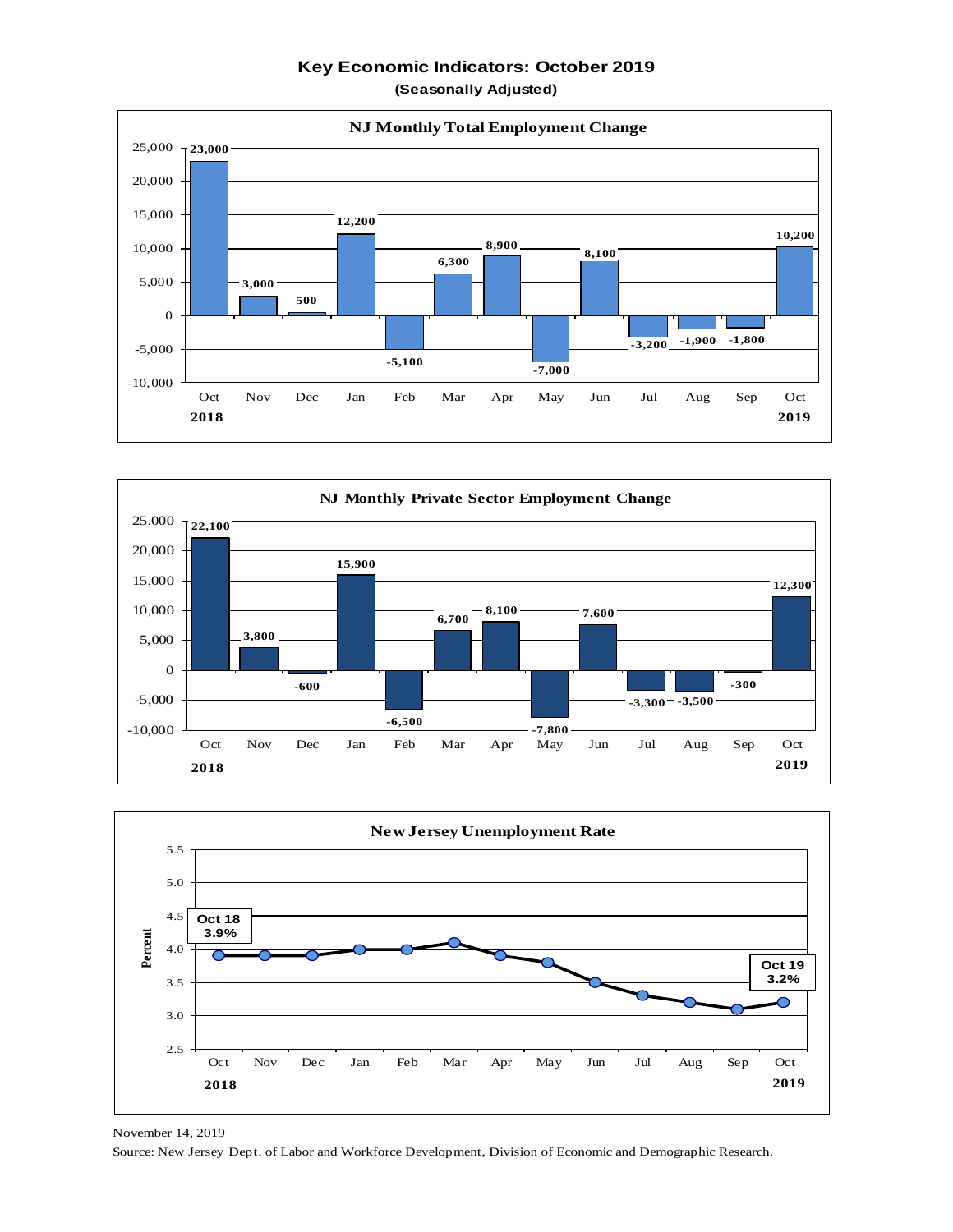# Key Economic Indicators: October 2019

**(Seasonally Adjusted)**

NJ Monthly Total Employment Change

25,000
20,000
15,000
10,000
5,000
0
-5,000
-10,000

23,000
3,000
500
12,200
-5,100
6,300
8,900
-7,000
8,100
-3,200
-1,900
-1,800
10,200

Oct Nov Dec Jan Feb Mar Apr May Jun Jul Aug Sep Oct

**2018** **2019**

NJ Monthly Private Sector Employment Change

25,000
20,000
15,000
10,000
5,000
0
-5,000
-10,000

22,100
3,800
-600
15,900
-6,500
6,700
8,100
-7,800
7,600
-3,300
-3,500
-300
12,300

Oct Nov Dec Jan Feb Mar Apr May Jun Jul Aug Sep Oct

**2018** **2019**

New Jersey Unemployment Rate

Percent

5.5
5.0
4.5
4.0
3.5
3.0
2.5

Oct 18
3.9%

Oct 19
3.2%

Oct Nov Dec Jan Feb Mar Apr May Jun Jul Aug Sep Oct

**2018** **2019**

November 14, 2019

Source: New Jersey Dept. of Labor and Workforce Development, Division of Economic and Demographic Research.